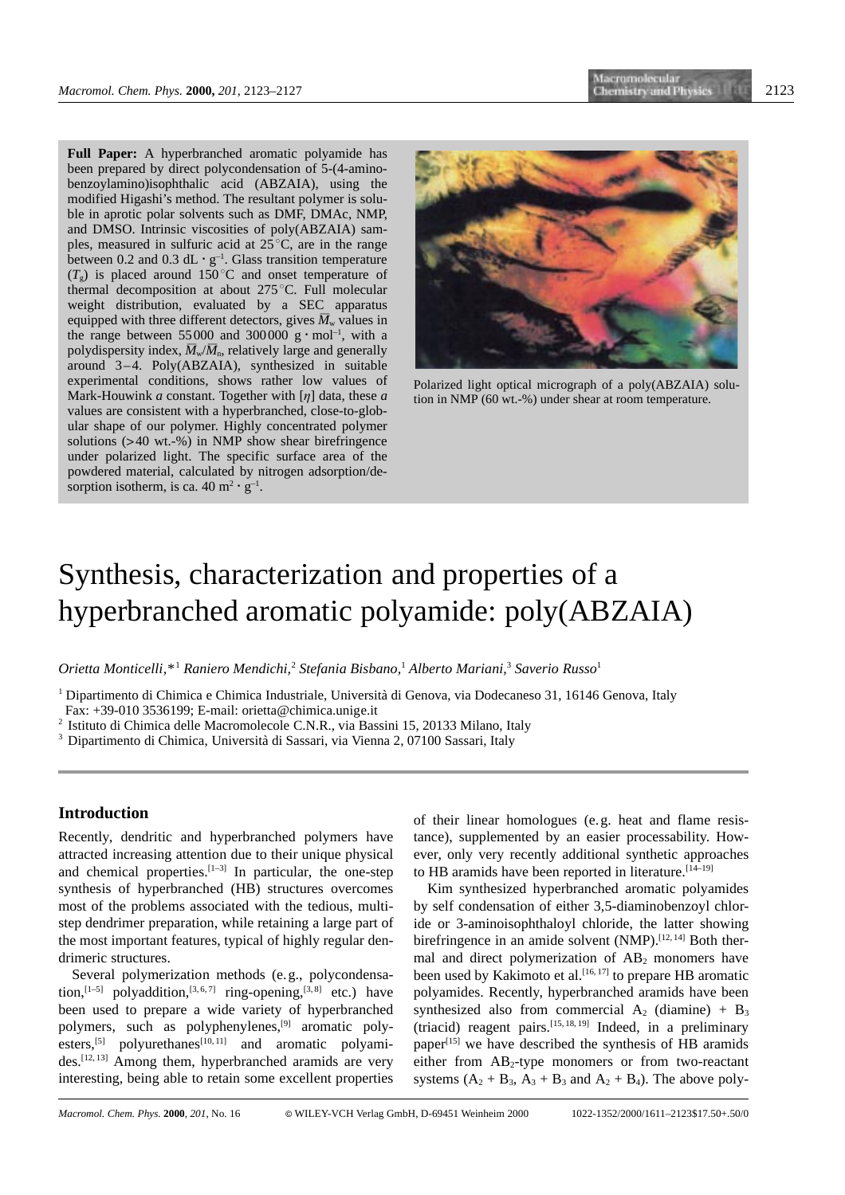**Full Paper:** A hyperbranched aromatic polyamide has been prepared by direct polycondensation of 5-(4-aminobenzoylamino)isophthalic acid (ABZAIA), using the modified Higashi's method. The resultant polymer is soluble in aprotic polar solvents such as DMF, DMAc, NMP, and DMSO. Intrinsic viscosities of poly(ABZAIA) samples, measured in sulfuric acid at 25°C, are in the range between 0.2 and 0.3 $dL \cdot g^{-1}$. Glass transition temperature ($T_g$) is placed around 150°C and onset temperature of thermal decomposition at about 275°C. Full molecular weight distribution, evaluated by a SEC apparatus equipped with three different detectors, gives $\overline{M}_w$ values in the range between 55000 and 300000 $g \cdot mol^{-1}$, with a polydispersity index, $\overline{M}_w/\overline{M}_n$, relatively large and generally around 3–4. Poly(ABZAIA), synthesized in suitable experimental conditions, shows rather low values of Mark-Houwink *a* constant. Together with [$\eta$] data, these *a* values are consistent with a hyperbranched, close-to-globular shape of our polymer. Highly concentrated polymer solutions (>40 wt.-%) in NMP show shear birefringence under polarized light. The specific surface area of the powdered material, calculated by nitrogen adsorption/desorption isotherm, is ca. 40 $m^2 \cdot g^{-1}$.

Polarized light optical micrograph of a poly(ABZAIA) solution in NMP (60 wt.-%) under shear at room temperature.

# Synthesis, characterization and properties of a hyperbranched aromatic polyamide: poly(ABZAIA)

*Orietta Monticelli,*[*1] *Raniero Mendichi,*[2] *Stefania Bisbano,*[1] *Alberto Mariani,*[3] *Saverio Russo*[1]

[1] Dipartimento di Chimica e Chimica Industriale, Università di Genova, via Dodecaneso 31, 16146 Genova, Italy
Fax: +39-010 3536199; E-mail: orietta@chimica.unige.it

[2] Istituto di Chimica delle Macromolecole C.N.R., via Bassini 15, 20133 Milano, Italy

[3] Dipartimento di Chimica, Università di Sassari, via Vienna 2, 07100 Sassari, Italy

## Introduction

Recently, dendritic and hyperbranched polymers have attracted increasing attention due to their unique physical and chemical properties.[1–3] In particular, the one-step synthesis of hyperbranched (HB) structures overcomes most of the problems associated with the tedious, multistep dendrimer preparation, while retaining a large part of the most important features, typical of highly regular dendrimeric structures.

Several polymerization methods (e.g., polycondensation,[1–5] polyaddition,[3,6,7] ring-opening,[3,8] etc.) have been used to prepare a wide variety of hyperbranched polymers, such as polyphenylenes,[9] aromatic polyesters,[5] polyurethanes[10,11] and aromatic polyamides.[12,13] Among them, hyperbranched aramids are very interesting, being able to retain some excellent properties of their linear homologues (e.g. heat and flame resistance), supplemented by an easier processability. However, only very recently additional synthetic approaches to HB aramids have been reported in literature.[14–19]

Kim synthesized hyperbranched aromatic polyamides by self condensation of either 3,5-diaminobenzoyl chloride or 3-aminoisophthaloyl chloride, the latter showing birefringence in an amide solvent (NMP).[12,14] Both thermal and direct polymerization of $AB_2$ monomers have been used by Kakimoto et al.[16,17] to prepare HB aromatic polyamides. Recently, hyperbranched aramids have been synthesized also from commercial $A_2$ (diamine) + $B_3$ (triacid) reagent pairs.[15,18,19] Indeed, in a preliminary paper[15] we have described the synthesis of HB aramids either from $AB_2$-type monomers or from two-reactant systems ($A_2 + B_3$, $A_3 + B_3$ and $A_2 + B_4$). The above poly-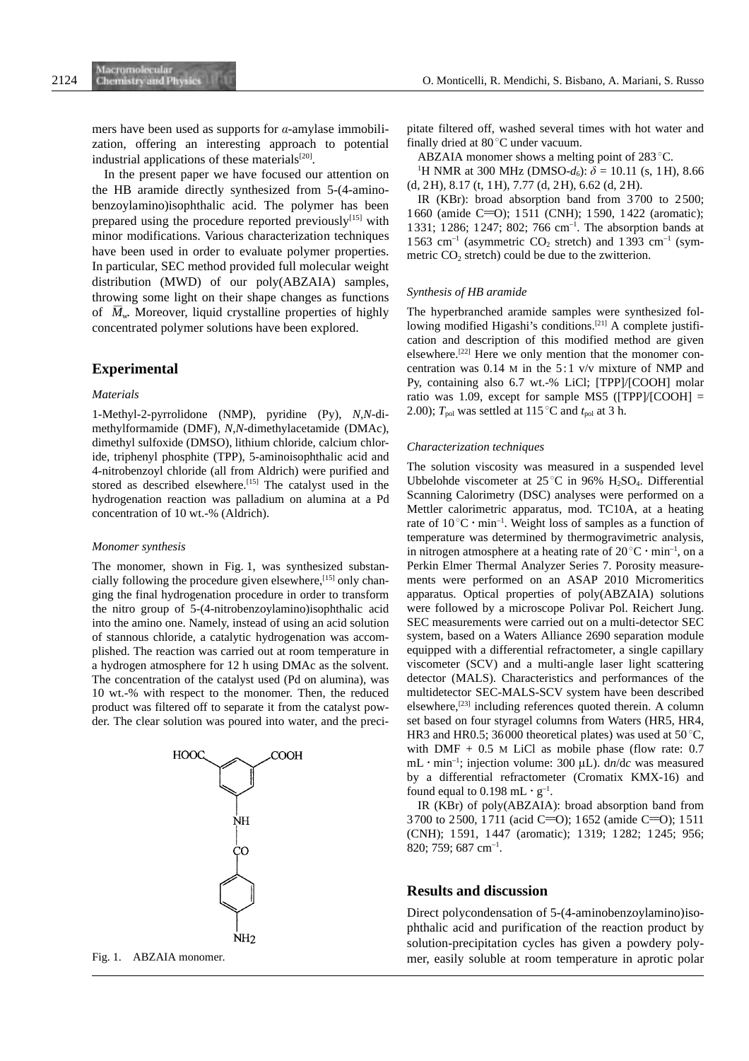mers have been used as supports for α-amylase immobilization, offering an interesting approach to potential industrial applications of these materials[20].

In the present paper we have focused our attention on the HB aramide directly synthesized from 5-(4-aminobenzoylamino)isophthalic acid. The polymer has been prepared using the procedure reported previously[15] with minor modifications. Various characterization techniques have been used in order to evaluate polymer properties. In particular, SEC method provided full molecular weight distribution (MWD) of our poly(ABZAIA) samples, throwing some light on their shape changes as functions of $\bar{M}_w$. Moreover, liquid crystalline properties of highly concentrated polymer solutions have been explored.

## Experimental

### *Materials*

1-Methyl-2-pyrrolidone (NMP), pyridine (Py), *N*,*N*-dimethylformamide (DMF), *N*,*N*-dimethylacetamide (DMAc), dimethyl sulfoxide (DMSO), lithium chloride, calcium chloride, triphenyl phosphite (TPP), 5-aminoisophthalic acid and 4-nitrobenzoyl chloride (all from Aldrich) were purified and stored as described elsewhere.[15] The catalyst used in the hydrogenation reaction was palladium on alumina at a Pd concentration of 10 wt.-% (Aldrich).

### *Monomer synthesis*

The monomer, shown in Fig. 1, was synthesized substancially following the procedure given elsewhere,[15] only changing the final hydrogenation procedure in order to transform the nitro group of 5-(4-nitrobenzoylamino)isophthalic acid into the amino one. Namely, instead of using an acid solution of stannous chloride, a catalytic hydrogenation was accomplished. The reaction was carried out at room temperature in a hydrogen atmosphere for 12 h using DMAc as the solvent. The concentration of the catalyst used (Pd on alumina), was 10 wt.-% with respect to the monomer. Then, the reduced product was filtered off to separate it from the catalyst powder. The clear solution was poured into water, and the precipitate filtered off, washed several times with hot water and finally dried at 80 °C under vacuum.

Fig. 1. ABZAIA monomer.

ABZAIA monomer shows a melting point of 283 °C.

$^1$H NMR at 300 MHz (DMSO-$d_6$): $\delta$ = 10.11 (s, 1H), 8.66 (d, 2H), 8.17 (t, 1H), 7.77 (d, 2H), 6.62 (d, 2H).

IR (KBr): broad absorption band from 3700 to 2500; 1660 (amide C=O); 1511 (CNH); 1590, 1422 (aromatic); 1331; 1286; 1247; 802; 766 cm$^{-1}$. The absorption bands at 1563 cm$^{-1}$ (asymmetric $CO_2$ stretch) and 1393 cm$^{-1}$ (symmetric $CO_2$ stretch) could be due to the zwitterion.

### *Synthesis of HB aramide*

The hyperbranched aramide samples were synthesized following modified Higashi's conditions.[21] A complete justification and description of this modified method are given elsewhere.[22] Here we only mention that the monomer concentration was 0.14 M in the 5:1 v/v mixture of NMP and Py, containing also 6.7 wt.-% LiCl; [TPP]/[COOH] molar ratio was 1.09, except for sample MS5 ([TPP]/[COOH] = 2.00); $T_{pol}$ was settled at 115 °C and $t_{pol}$ at 3 h.

### *Characterization techniques*

The solution viscosity was measured in a suspended level Ubbelohde viscometer at 25 °C in 96% $H_2SO_4$. Differential Scanning Calorimetry (DSC) analyses were performed on a Mettler calorimetric apparatus, mod. TC10A, at a heating rate of 10 °C · min$^{-1}$. Weight loss of samples as a function of temperature was determined by thermogravimetric analysis, in nitrogen atmosphere at a heating rate of 20 °C · min$^{-1}$, on a Perkin Elmer Thermal Analyzer Series 7. Porosity measurements were performed on an ASAP 2010 Micromeritics apparatus. Optical properties of poly(ABZAIA) solutions were followed by a microscope Polivar Pol. Reichert Jung. SEC measurements were carried out on a multi-detector SEC system, based on a Waters Alliance 2690 separation module equipped with a differential refractometer, a single capillary viscometer (SCV) and a multi-angle laser light scattering detector (MALS). Characteristics and performances of the multidetector SEC-MALS-SCV system have been described elsewhere,[23] including references quoted therein. A column set based on four styragel columns from Waters (HR5, HR4, HR3 and HR0.5; 36000 theoretical plates) was used at 50 °C, with DMF + 0.5 M LiCl as mobile phase (flow rate: 0.7 mL · min$^{-1}$; injection volume: 300 μL). d*n*/d*c* was measured by a differential refractometer (Cromatix KMX-16) and found equal to 0.198 mL · g$^{-1}$.

IR (KBr) of poly(ABZAIA): broad absorption band from 3700 to 2500, 1711 (acid C=O); 1652 (amide C=O); 1511 (CNH); 1591, 1447 (aromatic); 1319; 1282; 1245; 956; 820; 759; 687 cm$^{-1}$.

## Results and discussion

Direct polycondensation of 5-(4-aminobenzoylamino)isophthalic acid and purification of the reaction product by solution-precipitation cycles has given a powdery polymer, easily soluble at room temperature in aprotic polar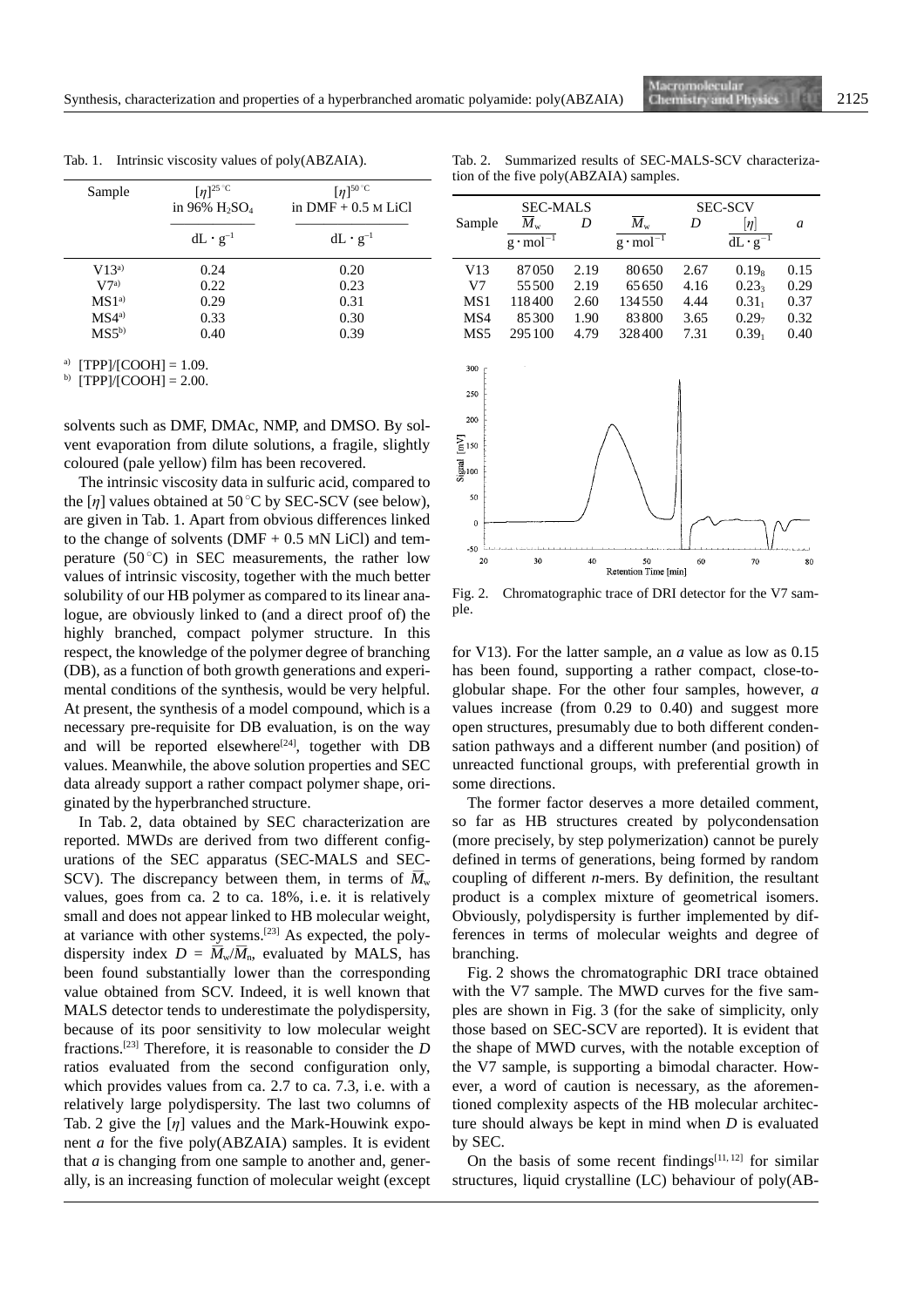Tab. 1. Intrinsic viscosity values of poly(ABZAIA).

| Sample | $[\eta]^{25\,^\circ C}$ in 96% $H_2SO_4$ | $[\eta]^{50\,^\circ C}$ in DMF + 0.5 M LiCl |
|---|---|---|
| | $dL \cdot g^{-1}$ | $dL \cdot g^{-1}$ |
| V13[a)] | 0.24 | 0.20 |
| V7[a)] | 0.22 | 0.23 |
| MS1[a)] | 0.29 | 0.31 |
| MS4[a)] | 0.33 | 0.30 |
| MS5[b)] | 0.40 | 0.39 |

[a)] [TPP]/[COOH] = 1.09.
[b)] [TPP]/[COOH] = 2.00.

solvents such as DMF, DMAc, NMP, and DMSO. By solvent evaporation from dilute solutions, a fragile, slightly coloured (pale yellow) film has been recovered.

The intrinsic viscosity data in sulfuric acid, compared to the $[\eta]$ values obtained at 50 °C by SEC-SCV (see below), are given in Tab. 1. Apart from obvious differences linked to the change of solvents (DMF + 0.5 MN LiCl) and temperature (50 °C) in SEC measurements, the rather low values of intrinsic viscosity, together with the much better solubility of our HB polymer as compared to its linear analogue, are obviously linked to (and a direct proof of) the highly branched, compact polymer structure. In this respect, the knowledge of the polymer degree of branching (DB), as a function of both growth generations and experimental conditions of the synthesis, would be very helpful. At present, the synthesis of a model compound, which is a necessary pre-requisite for DB evaluation, is on the way and will be reported elsewhere[24], together with DB values. Meanwhile, the above solution properties and SEC data already support a rather compact polymer shape, originated by the hyperbranched structure.

In Tab. 2, data obtained by SEC characterization are reported. MWD*s* are derived from two different configurations of the SEC apparatus (SEC-MALS and SEC-SCV). The discrepancy between them, in terms of $\overline{M}_w$ values, goes from ca. 2 to ca. 18%, i.e. it is relatively small and does not appear linked to HB molecular weight, at variance with other systems.[23] As expected, the polydispersity index $D = \overline{M}_w/\overline{M}_n$, evaluated by MALS, has been found substantially lower than the corresponding value obtained from SCV. Indeed, it is well known that MALS detector tends to underestimate the polydispersity, because of its poor sensitivity to low molecular weight fractions.[23] Therefore, it is reasonable to consider the *D* ratios evaluated from the second configuration only, which provides values from ca. 2.7 to ca. 7.3, i.e. with a relatively large polydispersity. The last two columns of Tab. 2 give the $[\eta]$ values and the Mark-Houwink exponent *a* for the five poly(ABZAIA) samples. It is evident that *a* is changing from one sample to another and, generally, is an increasing function of molecular weight (except for V13). For the latter sample, an *a* value as low as 0.15 has been found, supporting a rather compact, close-to-globular shape. For the other four samples, however, *a* values increase (from 0.29 to 0.40) and suggest more open structures, presumably due to both different condensation pathways and a different number (and position) of unreacted functional groups, with preferential growth in some directions.

Tab. 2. Summarized results of SEC-MALS-SCV characterization of the five poly(ABZAIA) samples.

| Sample | SEC-MALS | | SEC-SCV | | | |
|---|---|---|---|---|---|---|
| | $\overline{M}_w$ | $D$ | $\overline{M}_w$ | $D$ | $[\eta]$ | $a$ |
| | $g \cdot mol^{-1}$ | | $g \cdot mol^{-1}$ | | $dL \cdot g^{-1}$ | |
| V13 | 87050 | 2.19 | 80650 | 2.67 | $0.19_8$ | 0.15 |
| V7 | 55500 | 2.19 | 65650 | 4.16 | $0.23_3$ | 0.29 |
| MS1 | 118400 | 2.60 | 134550 | 4.44 | $0.31_1$ | 0.37 |
| MS4 | 85300 | 1.90 | 83800 | 3.65 | $0.29_7$ | 0.32 |
| MS5 | 295100 | 4.79 | 328400 | 7.31 | $0.39_1$ | 0.40 |

Fig. 2. Chromatographic trace of DRI detector for the V7 sample.

The former factor deserves a more detailed comment, so far as HB structures created by polycondensation (more precisely, by step polymerization) cannot be purely defined in terms of generations, being formed by random coupling of different *n*-mers. By definition, the resultant product is a complex mixture of geometrical isomers. Obviously, polydispersity is further implemented by differences in terms of molecular weights and degree of branching.

Fig. 2 shows the chromatographic DRI trace obtained with the V7 sample. The MWD curves for the five samples are shown in Fig. 3 (for the sake of simplicity, only those based on SEC-SCV are reported). It is evident that the shape of MWD curves, with the notable exception of the V7 sample, is supporting a bimodal character. However, a word of caution is necessary, as the aforementioned complexity aspects of the HB molecular architecture should always be kept in mind when *D* is evaluated by SEC.

On the basis of some recent findings[11, 12] for similar structures, liquid crystalline (LC) behaviour of poly(AB-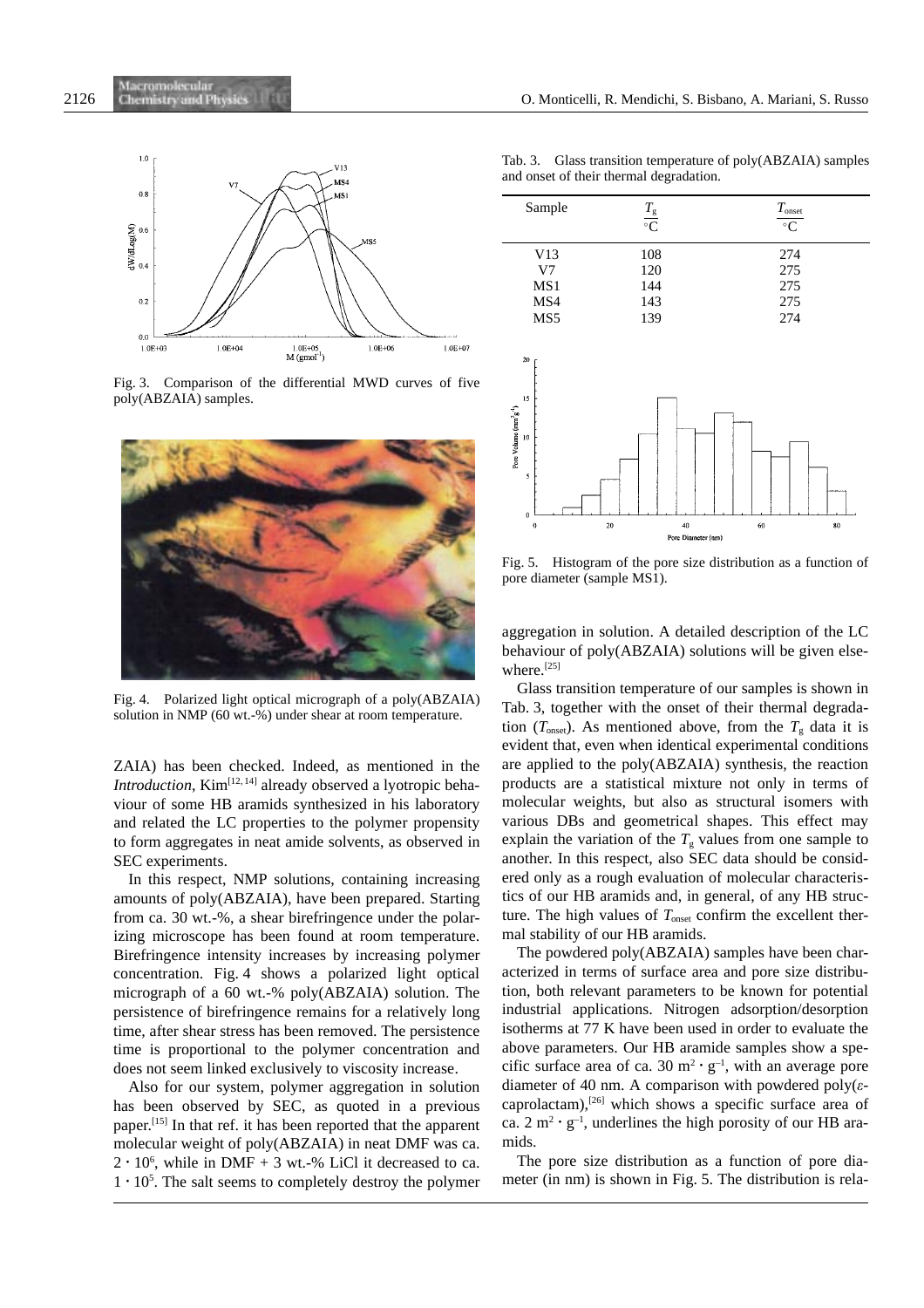Fig. 3. Comparison of the differential MWD curves of five poly(ABZAIA) samples.

Fig. 4. Polarized light optical micrograph of a poly(ABZAIA) solution in NMP (60 wt.-%) under shear at room temperature.

ZAIA) has been checked. Indeed, as mentioned in the *Introduction*, Kim[12,14] already observed a lyotropic behaviour of some HB aramids synthesized in his laboratory and related the LC properties to the polymer propensity to form aggregates in neat amide solvents, as observed in SEC experiments.

In this respect, NMP solutions, containing increasing amounts of poly(ABZAIA), have been prepared. Starting from ca. 30 wt.-%, a shear birefringence under the polarizing microscope has been found at room temperature. Birefringence intensity increases by increasing polymer concentration. Fig. 4 shows a polarized light optical micrograph of a 60 wt.-% poly(ABZAIA) solution. The persistence of birefringence remains for a relatively long time, after shear stress has been removed. The persistence time is proportional to the polymer concentration and does not seem linked exclusively to viscosity increase.

Also for our system, polymer aggregation in solution has been observed by SEC, as quoted in a previous paper.[15] In that ref. it has been reported that the apparent molecular weight of poly(ABZAIA) in neat DMF was ca. $2 \cdot 10^6$, while in DMF + 3 wt.-% LiCl it decreased to ca. $1 \cdot 10^5$. The salt seems to completely destroy the polymer aggregation in solution. A detailed description of the LC behaviour of poly(ABZAIA) solutions will be given elsewhere.[25]

Tab. 3. Glass transition temperature of poly(ABZAIA) samples and onset of their thermal degradation.

| Sample | $\frac{T_g}{°C}$ | $\frac{T_{onset}}{°C}$ |
|---|---|---|
| V13 | 108 | 274 |
| V7 | 120 | 275 |
| MS1 | 144 | 275 |
| MS4 | 143 | 275 |
| MS5 | 139 | 274 |

Fig. 5. Histogram of the pore size distribution as a function of pore diameter (sample MS1).

Glass transition temperature of our samples is shown in Tab. 3, together with the onset of their thermal degradation ($T_{onset}$). As mentioned above, from the $T_g$ data it is evident that, even when identical experimental conditions are applied to the poly(ABZAIA) synthesis, the reaction products are a statistical mixture not only in terms of molecular weights, but also as structural isomers with various DBs and geometrical shapes. This effect may explain the variation of the $T_g$ values from one sample to another. In this respect, also SEC data should be considered only as a rough evaluation of molecular characteristics of our HB aramids and, in general, of any HB structure. The high values of $T_{onset}$ confirm the excellent thermal stability of our HB aramids.

The powdered poly(ABZAIA) samples have been characterized in terms of surface area and pore size distribution, both relevant parameters to be known for potential industrial applications. Nitrogen adsorption/desorption isotherms at 77 K have been used in order to evaluate the above parameters. Our HB aramide samples show a specific surface area of ca. 30 $m^2 \cdot g^{-1}$, with an average pore diameter of 40 nm. A comparison with powdered poly($\varepsilon$-caprolactam),[26] which shows a specific surface area of ca. 2 $m^2 \cdot g^{-1}$, underlines the high porosity of our HB aramids.

The pore size distribution as a function of pore diameter (in nm) is shown in Fig. 5. The distribution is rela-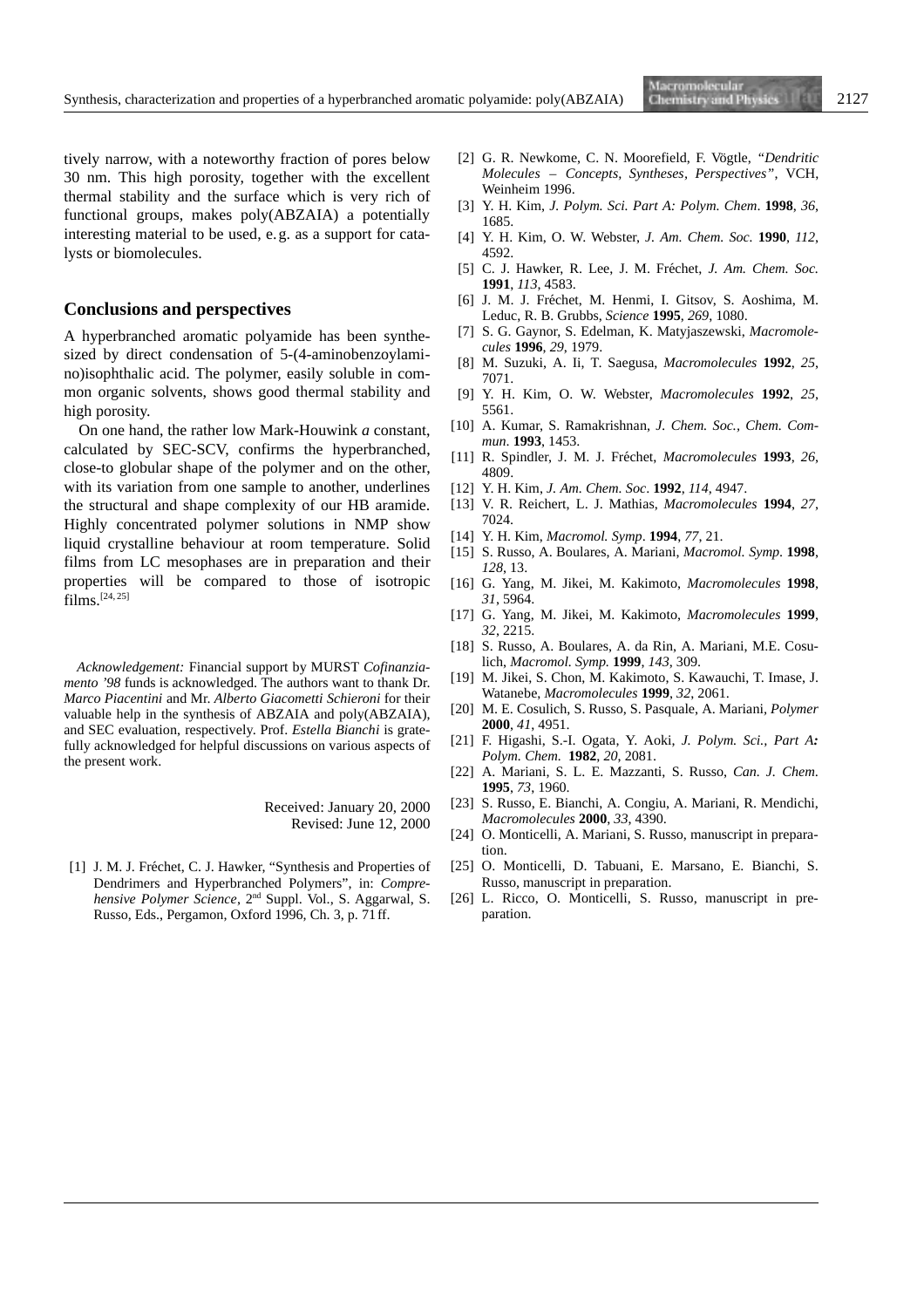tively narrow, with a noteworthy fraction of pores below 30 nm. This high porosity, together with the excellent thermal stability and the surface which is very rich of functional groups, makes poly(ABZAIA) a potentially interesting material to be used, e.g. as a support for catalysts or biomolecules.

## Conclusions and perspectives

A hyperbranched aromatic polyamide has been synthesized by direct condensation of 5-(4-aminobenzoylamino)isophthalic acid. The polymer, easily soluble in common organic solvents, shows good thermal stability and high porosity.

On one hand, the rather low Mark-Houwink *a* constant, calculated by SEC-SCV, confirms the hyperbranched, close-to globular shape of the polymer and on the other, with its variation from one sample to another, underlines the structural and shape complexity of our HB aramide. Highly concentrated polymer solutions in NMP show liquid crystalline behaviour at room temperature. Solid films from LC mesophases are in preparation and their properties will be compared to those of isotropic films.[24, 25]

*Acknowledgement:* Financial support by MURST *Cofinanziamento '98* funds is acknowledged. The authors want to thank Dr. *Marco Piacentini* and Mr. *Alberto Giacometti Schieroni* for their valuable help in the synthesis of ABZAIA and poly(ABZAIA), and SEC evaluation, respectively. Prof. *Estella Bianchi* is gratefully acknowledged for helpful discussions on various aspects of the present work.

Received: January 20, 2000
Revised: June 12, 2000

[1] J. M. J. Fréchet, C. J. Hawker, "Synthesis and Properties of Dendrimers and Hyperbranched Polymers", in: *Comprehensive Polymer Science*, 2nd Suppl. Vol., S. Aggarwal, S. Russo, Eds., Pergamon, Oxford 1996, Ch. 3, p. 71 ff.

[2] G. R. Newkome, C. N. Moorefield, F. Vögtle, *"Dendritic Molecules – Concepts, Syntheses, Perspectives"*, VCH, Weinheim 1996.

[3] Y. H. Kim, *J. Polym. Sci. Part A: Polym. Chem*. **1998**, *36*, 1685.

[4] Y. H. Kim, O. W. Webster, *J. Am. Chem. Soc.* **1990**, *112*, 4592.

[5] C. J. Hawker, R. Lee, J. M. Fréchet, *J. Am. Chem. Soc.* **1991**, *113*, 4583.

[6] J. M. J. Fréchet, M. Henmi, I. Gitsov, S. Aoshima, M. Leduc, R. B. Grubbs, *Science* **1995**, *269*, 1080.

[7] S. G. Gaynor, S. Edelman, K. Matyjaszewski, *Macromolecules* **1996**, *29*, 1979.

[8] M. Suzuki, A. Ii, T. Saegusa, *Macromolecules* **1992**, *25*, 7071.

[9] Y. H. Kim, O. W. Webster, *Macromolecules* **1992**, *25*, 5561.

[10] A. Kumar, S. Ramakrishnan, *J. Chem. Soc., Chem. Commun*. **1993**, 1453.

[11] R. Spindler, J. M. J. Fréchet, *Macromolecules* **1993**, *26*, 4809.

[12] Y. H. Kim, *J. Am. Chem. Soc*. **1992**, *114*, 4947.

[13] V. R. Reichert, L. J. Mathias, *Macromolecules* **1994**, *27*, 7024.

[14] Y. H. Kim, *Macromol. Symp*. **1994**, *77*, 21.

[15] S. Russo, A. Boulares, A. Mariani, *Macromol. Symp.* **1998**, *128*, 13.

[16] G. Yang, M. Jikei, M. Kakimoto, *Macromolecules* **1998**, *31*, 5964.

[17] G. Yang, M. Jikei, M. Kakimoto, *Macromolecules* **1999**, *32*, 2215.

[18] S. Russo, A. Boulares, A. da Rin, A. Mariani, M.E. Cosulich, *Macromol. Symp.* **1999**, *143*, 309.

[19] M. Jikei, S. Chon, M. Kakimoto, S. Kawauchi, T. Imase, J. Watanebe, *Macromolecules* **1999**, *32*, 2061.

[20] M. E. Cosulich, S. Russo, S. Pasquale, A. Mariani, *Polymer* **2000**, *41*, 4951.

[21] F. Higashi, S.-I. Ogata, Y. Aoki, *J. Polym. Sci., Part A: Polym. Chem.* **1982**, *20*, 2081.

[22] A. Mariani, S. L. E. Mazzanti, S. Russo, *Can. J. Chem.* **1995**, *73*, 1960.

[23] S. Russo, E. Bianchi, A. Congiu, A. Mariani, R. Mendichi, *Macromolecules* **2000**, *33*, 4390.

[24] O. Monticelli, A. Mariani, S. Russo, manuscript in preparation.

[25] O. Monticelli, D. Tabuani, E. Marsano, E. Bianchi, S. Russo, manuscript in preparation.

[26] L. Ricco, O. Monticelli, S. Russo, manuscript in preparation.